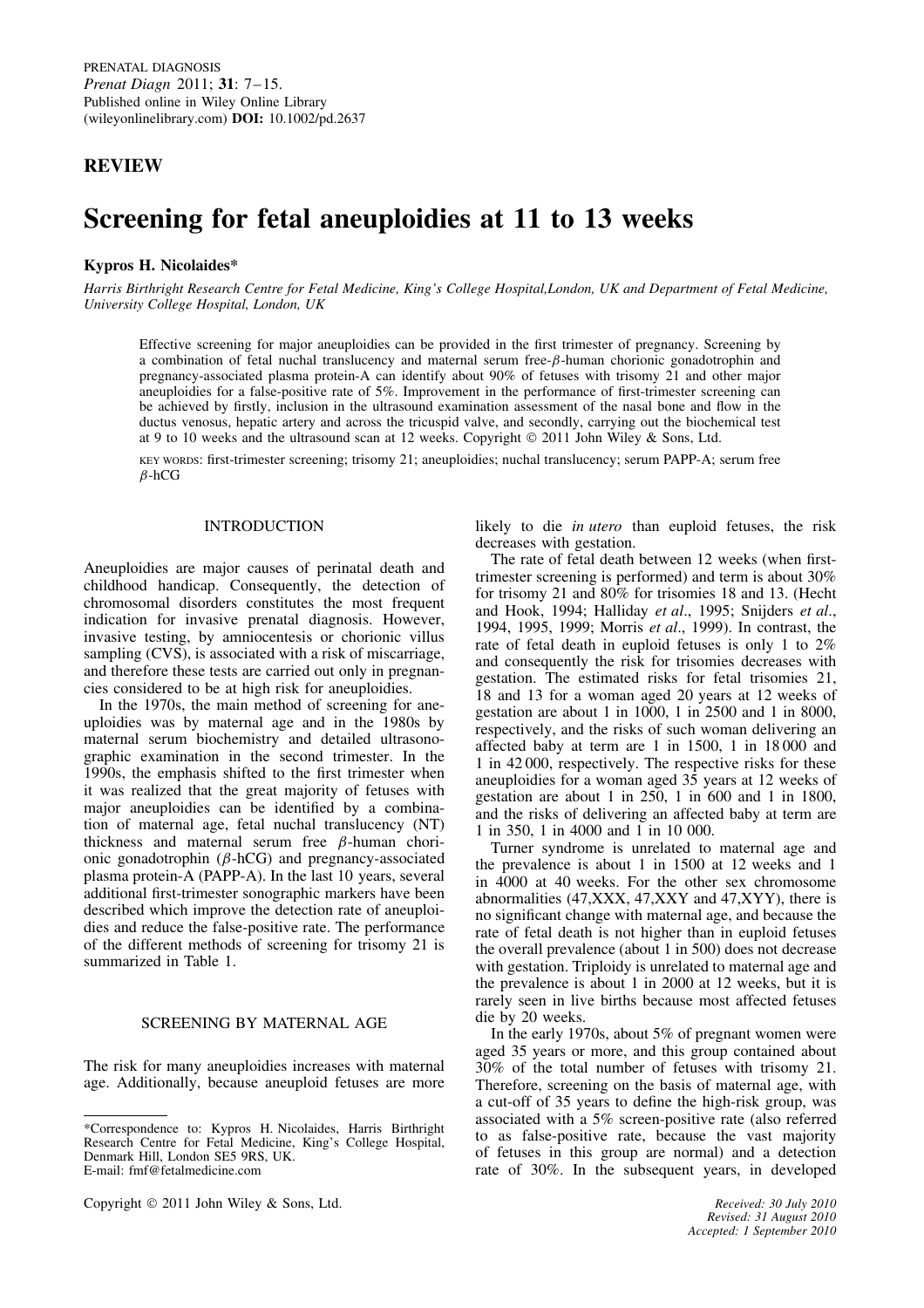PRENATAL DIAGNOSIS
*Prenat Diagn* 2011; **31**: 7–15.
Published online in Wiley Online Library
(wileyonlinelibrary.com) **DOI:** 10.1002/pd.2637

## REVIEW

# Screening for fetal aneuploidies at 11 to 13 weeks

**Kypros H. Nicolaides***

*Harris Birthright Research Centre for Fetal Medicine, King's College Hospital,London, UK and Department of Fetal Medicine, University College Hospital, London, UK*

Effective screening for major aneuploidies can be provided in the first trimester of pregnancy. Screening by a combination of fetal nuchal translucency and maternal serum free-$\beta$-human chorionic gonadotrophin and pregnancy-associated plasma protein-A can identify about 90% of fetuses with trisomy 21 and other major aneuploidies for a false-positive rate of 5%. Improvement in the performance of first-trimester screening can be achieved by firstly, inclusion in the ultrasound examination assessment of the nasal bone and flow in the ductus venosus, hepatic artery and across the tricuspid valve, and secondly, carrying out the biochemical test at 9 to 10 weeks and the ultrasound scan at 12 weeks. Copyright © 2011 John Wiley & Sons, Ltd.

KEY WORDS: first-trimester screening; trisomy 21; aneuploidies; nuchal translucency; serum PAPP-A; serum free $\beta$-hCG

## INTRODUCTION

Aneuploidies are major causes of perinatal death and childhood handicap. Consequently, the detection of chromosomal disorders constitutes the most frequent indication for invasive prenatal diagnosis. However, invasive testing, by amniocentesis or chorionic villus sampling (CVS), is associated with a risk of miscarriage, and therefore these tests are carried out only in pregnancies considered to be at high risk for aneuploidies.

In the 1970s, the main method of screening for aneuploidies was by maternal age and in the 1980s by maternal serum biochemistry and detailed ultrasonographic examination in the second trimester. In the 1990s, the emphasis shifted to the first trimester when it was realized that the great majority of fetuses with major aneuploidies can be identified by a combination of maternal age, fetal nuchal translucency (NT) thickness and maternal serum free $\beta$-human chorionic gonadotrophin ($\beta$-hCG) and pregnancy-associated plasma protein-A (PAPP-A). In the last 10 years, several additional first-trimester sonographic markers have been described which improve the detection rate of aneuploidies and reduce the false-positive rate. The performance of the different methods of screening for trisomy 21 is summarized in Table 1.

## SCREENING BY MATERNAL AGE

The risk for many aneuploidies increases with maternal age. Additionally, because aneuploid fetuses are more likely to die *in utero* than euploid fetuses, the risk decreases with gestation.

The rate of fetal death between 12 weeks (when first-trimester screening is performed) and term is about 30% for trisomy 21 and 80% for trisomies 18 and 13. (Hecht and Hook, 1994; Halliday *et al*., 1995; Snijders *et al*., 1994, 1995, 1999; Morris *et al*., 1999). In contrast, the rate of fetal death in euploid fetuses is only 1 to 2% and consequently the risk for trisomies decreases with gestation. The estimated risks for fetal trisomies 21, 18 and 13 for a woman aged 20 years at 12 weeks of gestation are about 1 in 1000, 1 in 2500 and 1 in 8000, respectively, and the risks of such woman delivering an affected baby at term are 1 in 1500, 1 in 18 000 and 1 in 42 000, respectively. The respective risks for these aneuploidies for a woman aged 35 years at 12 weeks of gestation are about 1 in 250, 1 in 600 and 1 in 1800, and the risks of delivering an affected baby at term are 1 in 350, 1 in 4000 and 1 in 10 000.

Turner syndrome is unrelated to maternal age and the prevalence is about 1 in 1500 at 12 weeks and 1 in 4000 at 40 weeks. For the other sex chromosome abnormalities (47,XXX, 47,XXY and 47,XYY), there is no significant change with maternal age, and because the rate of fetal death is not higher than in euploid fetuses the overall prevalence (about 1 in 500) does not decrease with gestation. Triploidy is unrelated to maternal age and the prevalence is about 1 in 2000 at 12 weeks, but it is rarely seen in live births because most affected fetuses die by 20 weeks.

In the early 1970s, about 5% of pregnant women were aged 35 years or more, and this group contained about 30% of the total number of fetuses with trisomy 21. Therefore, screening on the basis of maternal age, with a cut-off of 35 years to define the high-risk group, was associated with a 5% screen-positive rate (also referred to as false-positive rate, because the vast majority of fetuses in this group are normal) and a detection rate of 30%. In the subsequent years, in developed

*Correspondence to: Kypros H. Nicolaides, Harris Birthright Research Centre for Fetal Medicine, King's College Hospital, Denmark Hill, London SE5 9RS, UK.
E-mail: fmf@fetalmedicine.com

Copyright © 2011 John Wiley & Sons, Ltd.

*Received: 30 July 2010*
*Revised: 31 August 2010*
*Accepted: 1 September 2010*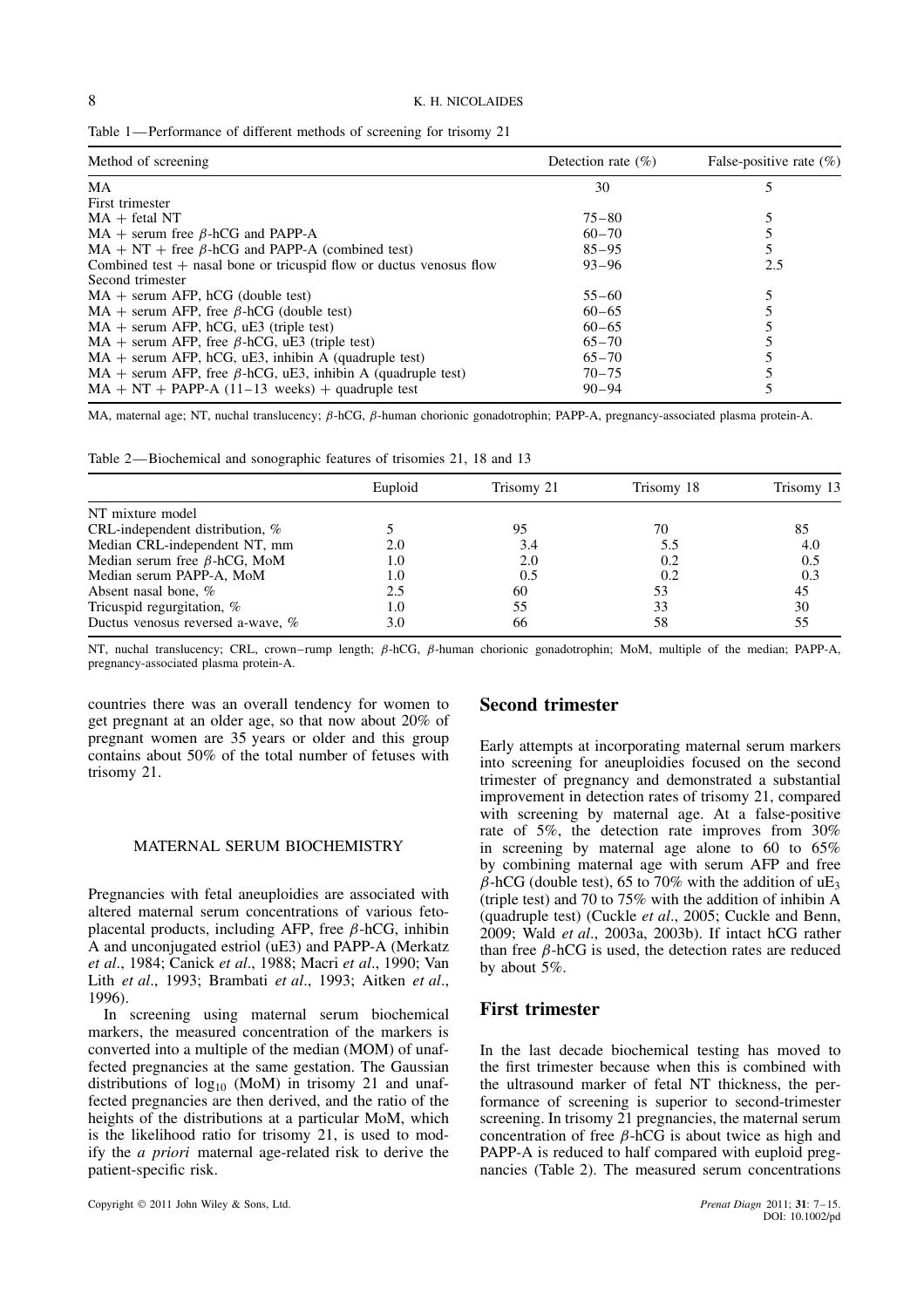Table 1—Performance of different methods of screening for trisomy 21

| Method of screening | Detection rate (%) | False-positive rate (%) |
|---|---|---|
| MA | 30 | 5 |
| First trimester | | |
| MA + fetal NT | 75–80 | 5 |
| MA + serum free β-hCG and PAPP-A | 60–70 | 5 |
| MA + NT + free β-hCG and PAPP-A (combined test) | 85–95 | 5 |
| Combined test + nasal bone or tricuspid flow or ductus venosus flow | 93–96 | 2.5 |
| Second trimester | | |
| MA + serum AFP, hCG (double test) | 55–60 | 5 |
| MA + serum AFP, free β-hCG (double test) | 60–65 | 5 |
| MA + serum AFP, hCG, uE3 (triple test) | 60–65 | 5 |
| MA + serum AFP, free β-hCG, uE3 (triple test) | 65–70 | 5 |
| MA + serum AFP, hCG, uE3, inhibin A (quadruple test) | 65–70 | 5 |
| MA + serum AFP, free β-hCG, uE3, inhibin A (quadruple test) | 70–75 | 5 |
| MA + NT + PAPP-A (11–13 weeks) + quadruple test | 90–94 | 5 |

MA, maternal age; NT, nuchal translucency; β-hCG, β-human chorionic gonadotrophin; PAPP-A, pregnancy-associated plasma protein-A.

Table 2—Biochemical and sonographic features of trisomies 21, 18 and 13

| | Euploid | Trisomy 21 | Trisomy 18 | Trisomy 13 |
|---|---|---|---|---|
| NT mixture model | | | | |
| CRL-independent distribution, % | 5 | 95 | 70 | 85 |
| Median CRL-independent NT, mm | 2.0 | 3.4 | 5.5 | 4.0 |
| Median serum free β-hCG, MoM | 1.0 | 2.0 | 0.2 | 0.5 |
| Median serum PAPP-A, MoM | 1.0 | 0.5 | 0.2 | 0.3 |
| Absent nasal bone, % | 2.5 | 60 | 53 | 45 |
| Tricuspid regurgitation, % | 1.0 | 55 | 33 | 30 |
| Ductus venosus reversed a-wave, % | 3.0 | 66 | 58 | 55 |

NT, nuchal translucency; CRL, crown–rump length; β-hCG, β-human chorionic gonadotrophin; MoM, multiple of the median; PAPP-A, pregnancy-associated plasma protein-A.

countries there was an overall tendency for women to get pregnant at an older age, so that now about 20% of pregnant women are 35 years or older and this group contains about 50% of the total number of fetuses with trisomy 21.

## MATERNAL SERUM BIOCHEMISTRY

Pregnancies with fetal aneuploidies are associated with altered maternal serum concentrations of various feto-placental products, including AFP, free β-hCG, inhibin A and unconjugated estriol (uE3) and PAPP-A (Merkatz *et al*., 1984; Canick *et al*., 1988; Macri *et al*., 1990; Van Lith *et al*., 1993; Brambati *et al*., 1993; Aitken *et al*., 1996).

In screening using maternal serum biochemical markers, the measured concentration of the markers is converted into a multiple of the median (MOM) of unaffected pregnancies at the same gestation. The Gaussian distributions of $\log_{10}$ (MoM) in trisomy 21 and unaffected pregnancies are then derived, and the ratio of the heights of the distributions at a particular MoM, which is the likelihood ratio for trisomy 21, is used to modify the *a priori* maternal age-related risk to derive the patient-specific risk.

## Second trimester

Early attempts at incorporating maternal serum markers into screening for aneuploidies focused on the second trimester of pregnancy and demonstrated a substantial improvement in detection rates of trisomy 21, compared with screening by maternal age. At a false-positive rate of 5%, the detection rate improves from 30% in screening by maternal age alone to 60 to 65% by combining maternal age with serum AFP and free β-hCG (double test), 65 to 70% with the addition of $uE_3$ (triple test) and 70 to 75% with the addition of inhibin A (quadruple test) (Cuckle *et al*., 2005; Cuckle and Benn, 2009; Wald *et al*., 2003a, 2003b). If intact hCG rather than free β-hCG is used, the detection rates are reduced by about 5%.

## First trimester

In the last decade biochemical testing has moved to the first trimester because when this is combined with the ultrasound marker of fetal NT thickness, the performance of screening is superior to second-trimester screening. In trisomy 21 pregnancies, the maternal serum concentration of free β-hCG is about twice as high and PAPP-A is reduced to half compared with euploid pregnancies (Table 2). The measured serum concentrations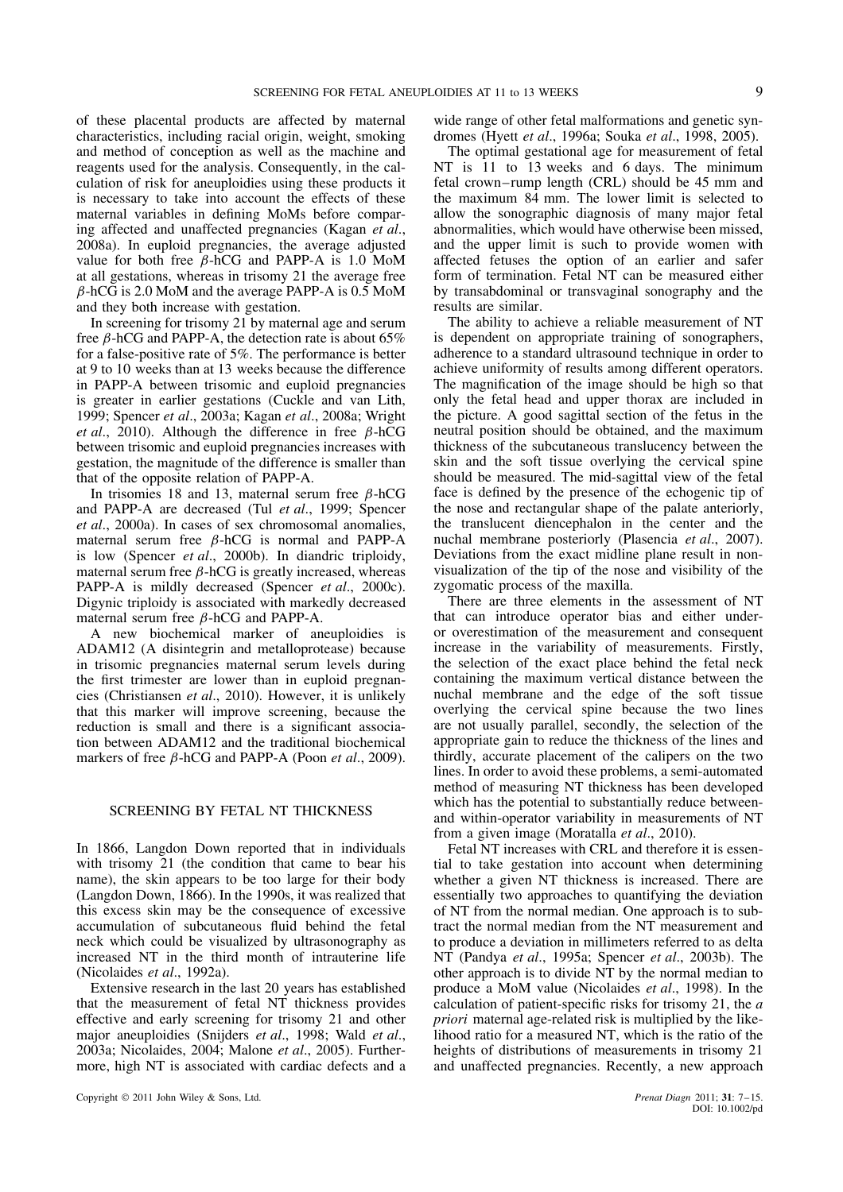of these placental products are affected by maternal characteristics, including racial origin, weight, smoking and method of conception as well as the machine and reagents used for the analysis. Consequently, in the calculation of risk for aneuploidies using these products it is necessary to take into account the effects of these maternal variables in defining MoMs before comparing affected and unaffected pregnancies (Kagan *et al*., 2008a). In euploid pregnancies, the average adjusted value for both free $\beta$-hCG and PAPP-A is 1.0 MoM at all gestations, whereas in trisomy 21 the average free $\beta$-hCG is 2.0 MoM and the average PAPP-A is 0.5 MoM and they both increase with gestation.

In screening for trisomy 21 by maternal age and serum free $\beta$-hCG and PAPP-A, the detection rate is about 65% for a false-positive rate of 5%. The performance is better at 9 to 10 weeks than at 13 weeks because the difference in PAPP-A between trisomic and euploid pregnancies is greater in earlier gestations (Cuckle and van Lith, 1999; Spencer *et al*., 2003a; Kagan *et al*., 2008a; Wright *et al*., 2010). Although the difference in free $\beta$-hCG between trisomic and euploid pregnancies increases with gestation, the magnitude of the difference is smaller than that of the opposite relation of PAPP-A.

In trisomies 18 and 13, maternal serum free $\beta$-hCG and PAPP-A are decreased (Tul *et al*., 1999; Spencer *et al*., 2000a). In cases of sex chromosomal anomalies, maternal serum free $\beta$-hCG is normal and PAPP-A is low (Spencer *et al*., 2000b). In diandric triploidy, maternal serum free $\beta$-hCG is greatly increased, whereas PAPP-A is mildly decreased (Spencer *et al*., 2000c). Digynic triploidy is associated with markedly decreased maternal serum free $\beta$-hCG and PAPP-A.

A new biochemical marker of aneuploidies is ADAM12 (A disintegrin and metalloprotease) because in trisomic pregnancies maternal serum levels during the first trimester are lower than in euploid pregnancies (Christiansen *et al*., 2010). However, it is unlikely that this marker will improve screening, because the reduction is small and there is a significant association between ADAM12 and the traditional biochemical markers of free $\beta$-hCG and PAPP-A (Poon *et al*., 2009).

## SCREENING BY FETAL NT THICKNESS

In 1866, Langdon Down reported that in individuals with trisomy 21 (the condition that came to bear his name), the skin appears to be too large for their body (Langdon Down, 1866). In the 1990s, it was realized that this excess skin may be the consequence of excessive accumulation of subcutaneous fluid behind the fetal neck which could be visualized by ultrasonography as increased NT in the third month of intrauterine life (Nicolaides *et al*., 1992a).

Extensive research in the last 20 years has established that the measurement of fetal NT thickness provides effective and early screening for trisomy 21 and other major aneuploidies (Snijders *et al*., 1998; Wald *et al*., 2003a; Nicolaides, 2004; Malone *et al*., 2005). Furthermore, high NT is associated with cardiac defects and a wide range of other fetal malformations and genetic syndromes (Hyett *et al*., 1996a; Souka *et al*., 1998, 2005).

The optimal gestational age for measurement of fetal NT is 11 to 13 weeks and 6 days. The minimum fetal crown–rump length (CRL) should be 45 mm and the maximum 84 mm. The lower limit is selected to allow the sonographic diagnosis of many major fetal abnormalities, which would have otherwise been missed, and the upper limit is such to provide women with affected fetuses the option of an earlier and safer form of termination. Fetal NT can be measured either by transabdominal or transvaginal sonography and the results are similar.

The ability to achieve a reliable measurement of NT is dependent on appropriate training of sonographers, adherence to a standard ultrasound technique in order to achieve uniformity of results among different operators. The magnification of the image should be high so that only the fetal head and upper thorax are included in the picture. A good sagittal section of the fetus in the neutral position should be obtained, and the maximum thickness of the subcutaneous translucency between the skin and the soft tissue overlying the cervical spine should be measured. The mid-sagittal view of the fetal face is defined by the presence of the echogenic tip of the nose and rectangular shape of the palate anteriorly, the translucent diencephalon in the center and the nuchal membrane posteriorly (Plasencia *et al*., 2007). Deviations from the exact midline plane result in non-visualization of the tip of the nose and visibility of the zygomatic process of the maxilla.

There are three elements in the assessment of NT that can introduce operator bias and either under- or overestimation of the measurement and consequent increase in the variability of measurements. Firstly, the selection of the exact place behind the fetal neck containing the maximum vertical distance between the nuchal membrane and the edge of the soft tissue overlying the cervical spine because the two lines are not usually parallel, secondly, the selection of the appropriate gain to reduce the thickness of the lines and thirdly, accurate placement of the calipers on the two lines. In order to avoid these problems, a semi-automated method of measuring NT thickness has been developed which has the potential to substantially reduce between- and within-operator variability in measurements of NT from a given image (Moratalla *et al*., 2010).

Fetal NT increases with CRL and therefore it is essential to take gestation into account when determining whether a given NT thickness is increased. There are essentially two approaches to quantifying the deviation of NT from the normal median. One approach is to subtract the normal median from the NT measurement and to produce a deviation in millimeters referred to as delta NT (Pandya *et al*., 1995a; Spencer *et al*., 2003b). The other approach is to divide NT by the normal median to produce a MoM value (Nicolaides *et al*., 1998). In the calculation of patient-specific risks for trisomy 21, the *a priori* maternal age-related risk is multiplied by the likelihood ratio for a measured NT, which is the ratio of the heights of distributions of measurements in trisomy 21 and unaffected pregnancies. Recently, a new approach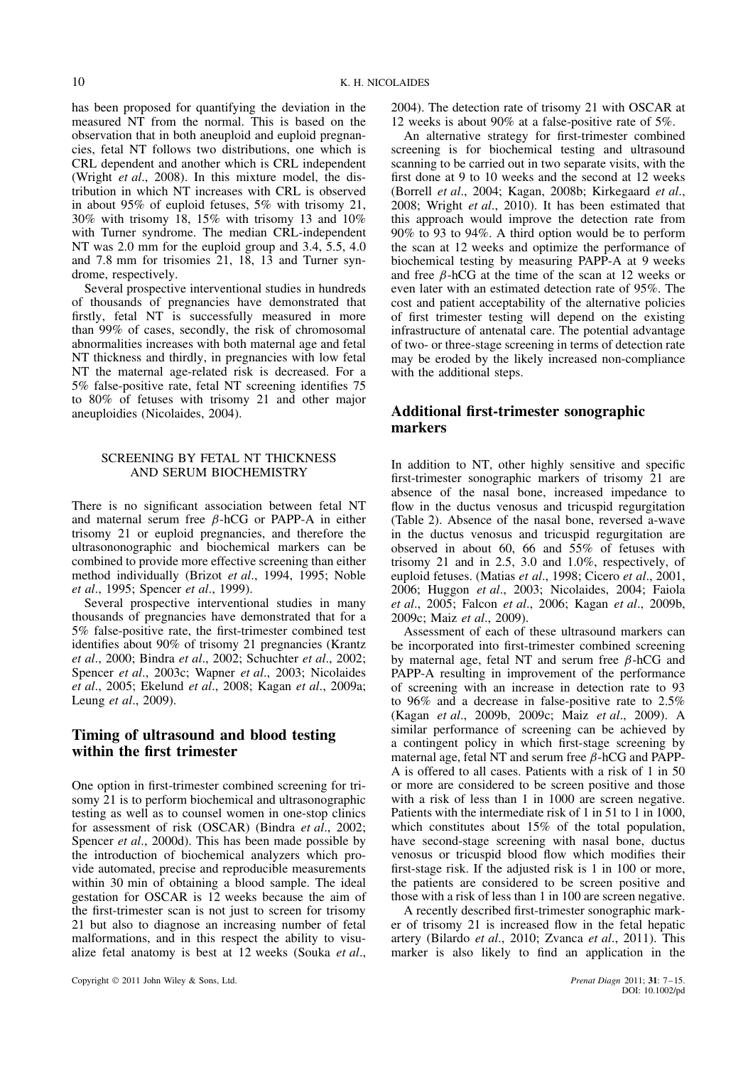has been proposed for quantifying the deviation in the measured NT from the normal. This is based on the observation that in both aneuploid and euploid pregnancies, fetal NT follows two distributions, one which is CRL dependent and another which is CRL independent (Wright *et al*., 2008). In this mixture model, the distribution in which NT increases with CRL is observed in about 95% of euploid fetuses, 5% with trisomy 21, 30% with trisomy 18, 15% with trisomy 13 and 10% with Turner syndrome. The median CRL-independent NT was 2.0 mm for the euploid group and 3.4, 5.5, 4.0 and 7.8 mm for trisomies 21, 18, 13 and Turner syndrome, respectively.

Several prospective interventional studies in hundreds of thousands of pregnancies have demonstrated that firstly, fetal NT is successfully measured in more than 99% of cases, secondly, the risk of chromosomal abnormalities increases with both maternal age and fetal NT thickness and thirdly, in pregnancies with low fetal NT the maternal age-related risk is decreased. For a 5% false-positive rate, fetal NT screening identifies 75 to 80% of fetuses with trisomy 21 and other major aneuploidies (Nicolaides, 2004).

### SCREENING BY FETAL NT THICKNESS AND SERUM BIOCHEMISTRY

There is no significant association between fetal NT and maternal serum free $\beta$-hCG or PAPP-A in either trisomy 21 or euploid pregnancies, and therefore the ultrasononographic and biochemical markers can be combined to provide more effective screening than either method individually (Brizot *et al*., 1994, 1995; Noble *et al*., 1995; Spencer *et al*., 1999).

Several prospective interventional studies in many thousands of pregnancies have demonstrated that for a 5% false-positive rate, the first-trimester combined test identifies about 90% of trisomy 21 pregnancies (Krantz *et al*., 2000; Bindra *et al*., 2002; Schuchter *et al*., 2002; Spencer *et al*., 2003c; Wapner *et al*., 2003; Nicolaides *et al*., 2005; Ekelund *et al*., 2008; Kagan *et al*., 2009a; Leung *et al*., 2009).

## Timing of ultrasound and blood testing within the first trimester

One option in first-trimester combined screening for trisomy 21 is to perform biochemical and ultrasonographic testing as well as to counsel women in one-stop clinics for assessment of risk (OSCAR) (Bindra *et al*., 2002; Spencer *et al*., 2000d). This has been made possible by the introduction of biochemical analyzers which provide automated, precise and reproducible measurements within 30 min of obtaining a blood sample. The ideal gestation for OSCAR is 12 weeks because the aim of the first-trimester scan is not just to screen for trisomy 21 but also to diagnose an increasing number of fetal malformations, and in this respect the ability to visualize fetal anatomy is best at 12 weeks (Souka *et al*., 2004). The detection rate of trisomy 21 with OSCAR at 12 weeks is about 90% at a false-positive rate of 5%.

An alternative strategy for first-trimester combined screening is for biochemical testing and ultrasound scanning to be carried out in two separate visits, with the first done at 9 to 10 weeks and the second at 12 weeks (Borrell *et al*., 2004; Kagan, 2008b; Kirkegaard *et al*., 2008; Wright *et al*., 2010). It has been estimated that this approach would improve the detection rate from 90% to 93 to 94%. A third option would be to perform the scan at 12 weeks and optimize the performance of biochemical testing by measuring PAPP-A at 9 weeks and free $\beta$-hCG at the time of the scan at 12 weeks or even later with an estimated detection rate of 95%. The cost and patient acceptability of the alternative policies of first trimester testing will depend on the existing infrastructure of antenatal care. The potential advantage of two- or three-stage screening in terms of detection rate may be eroded by the likely increased non-compliance with the additional steps.

## Additional first-trimester sonographic markers

In addition to NT, other highly sensitive and specific first-trimester sonographic markers of trisomy 21 are absence of the nasal bone, increased impedance to flow in the ductus venosus and tricuspid regurgitation (Table 2). Absence of the nasal bone, reversed a-wave in the ductus venosus and tricuspid regurgitation are observed in about 60, 66 and 55% of fetuses with trisomy 21 and in 2.5, 3.0 and 1.0%, respectively, of euploid fetuses. (Matias *et al*., 1998; Cicero *et al*., 2001, 2006; Huggon *et al*., 2003; Nicolaides, 2004; Faiola *et al*., 2005; Falcon *et al*., 2006; Kagan *et al*., 2009b, 2009c; Maiz *et al*., 2009).

Assessment of each of these ultrasound markers can be incorporated into first-trimester combined screening by maternal age, fetal NT and serum free $\beta$-hCG and PAPP-A resulting in improvement of the performance of screening with an increase in detection rate to 93 to 96% and a decrease in false-positive rate to 2.5% (Kagan *et al*., 2009b, 2009c; Maiz *et al*., 2009). A similar performance of screening can be achieved by a contingent policy in which first-stage screening by maternal age, fetal NT and serum free $\beta$-hCG and PAPP-A is offered to all cases. Patients with a risk of 1 in 50 or more are considered to be screen positive and those with a risk of less than 1 in 1000 are screen negative. Patients with the intermediate risk of 1 in 51 to 1 in 1000, which constitutes about 15% of the total population, have second-stage screening with nasal bone, ductus venosus or tricuspid blood flow which modifies their first-stage risk. If the adjusted risk is 1 in 100 or more, the patients are considered to be screen positive and those with a risk of less than 1 in 100 are screen negative.

A recently described first-trimester sonographic marker of trisomy 21 is increased flow in the fetal hepatic artery (Bilardo *et al*., 2010; Zvanca *et al*., 2011). This marker is also likely to find an application in the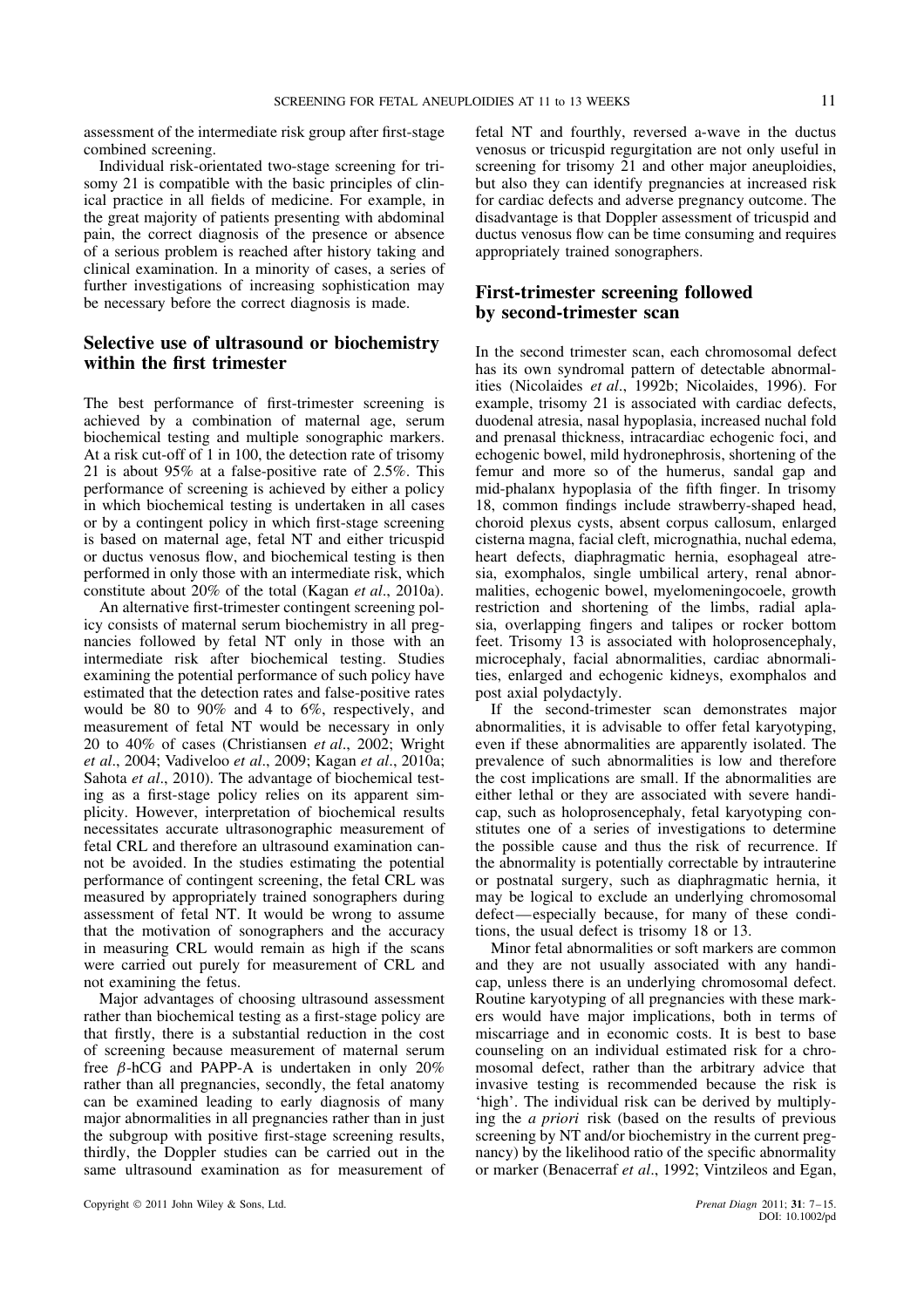assessment of the intermediate risk group after first-stage combined screening.

Individual risk-orientated two-stage screening for trisomy 21 is compatible with the basic principles of clinical practice in all fields of medicine. For example, in the great majority of patients presenting with abdominal pain, the correct diagnosis of the presence or absence of a serious problem is reached after history taking and clinical examination. In a minority of cases, a series of further investigations of increasing sophistication may be necessary before the correct diagnosis is made.

## Selective use of ultrasound or biochemistry within the first trimester

The best performance of first-trimester screening is achieved by a combination of maternal age, serum biochemical testing and multiple sonographic markers. At a risk cut-off of 1 in 100, the detection rate of trisomy 21 is about 95% at a false-positive rate of 2.5%. This performance of screening is achieved by either a policy in which biochemical testing is undertaken in all cases or by a contingent policy in which first-stage screening is based on maternal age, fetal NT and either tricuspid or ductus venosus flow, and biochemical testing is then performed in only those with an intermediate risk, which constitute about 20% of the total (Kagan *et al*., 2010a).

An alternative first-trimester contingent screening policy consists of maternal serum biochemistry in all pregnancies followed by fetal NT only in those with an intermediate risk after biochemical testing. Studies examining the potential performance of such policy have estimated that the detection rates and false-positive rates would be 80 to 90% and 4 to 6%, respectively, and measurement of fetal NT would be necessary in only 20 to 40% of cases (Christiansen *et al*., 2002; Wright *et al*., 2004; Vadiveloo *et al*., 2009; Kagan *et al*., 2010a; Sahota *et al*., 2010). The advantage of biochemical testing as a first-stage policy relies on its apparent simplicity. However, interpretation of biochemical results necessitates accurate ultrasonographic measurement of fetal CRL and therefore an ultrasound examination cannot be avoided. In the studies estimating the potential performance of contingent screening, the fetal CRL was measured by appropriately trained sonographers during assessment of fetal NT. It would be wrong to assume that the motivation of sonographers and the accuracy in measuring CRL would remain as high if the scans were carried out purely for measurement of CRL and not examining the fetus.

Major advantages of choosing ultrasound assessment rather than biochemical testing as a first-stage policy are that firstly, there is a substantial reduction in the cost of screening because measurement of maternal serum free $\beta$-hCG and PAPP-A is undertaken in only 20% rather than all pregnancies, secondly, the fetal anatomy can be examined leading to early diagnosis of many major abnormalities in all pregnancies rather than in just the subgroup with positive first-stage screening results, thirdly, the Doppler studies can be carried out in the same ultrasound examination as for measurement of fetal NT and fourthly, reversed a-wave in the ductus venosus or tricuspid regurgitation are not only useful in screening for trisomy 21 and other major aneuploidies, but also they can identify pregnancies at increased risk for cardiac defects and adverse pregnancy outcome. The disadvantage is that Doppler assessment of tricuspid and ductus venosus flow can be time consuming and requires appropriately trained sonographers.

## First-trimester screening followed by second-trimester scan

In the second trimester scan, each chromosomal defect has its own syndromal pattern of detectable abnormalities (Nicolaides *et al*., 1992b; Nicolaides, 1996). For example, trisomy 21 is associated with cardiac defects, duodenal atresia, nasal hypoplasia, increased nuchal fold and prenasal thickness, intracardiac echogenic foci, and echogenic bowel, mild hydronephrosis, shortening of the femur and more so of the humerus, sandal gap and mid-phalanx hypoplasia of the fifth finger. In trisomy 18, common findings include strawberry-shaped head, choroid plexus cysts, absent corpus callosum, enlarged cisterna magna, facial cleft, micrognathia, nuchal edema, heart defects, diaphragmatic hernia, esophageal atresia, exomphalos, single umbilical artery, renal abnormalities, echogenic bowel, myelomeningocoele, growth restriction and shortening of the limbs, radial aplasia, overlapping fingers and talipes or rocker bottom feet. Trisomy 13 is associated with holoprosencephaly, microcephaly, facial abnormalities, cardiac abnormalities, enlarged and echogenic kidneys, exomphalos and post axial polydactyly.

If the second-trimester scan demonstrates major abnormalities, it is advisable to offer fetal karyotyping, even if these abnormalities are apparently isolated. The prevalence of such abnormalities is low and therefore the cost implications are small. If the abnormalities are either lethal or they are associated with severe handicap, such as holoprosencephaly, fetal karyotyping constitutes one of a series of investigations to determine the possible cause and thus the risk of recurrence. If the abnormality is potentially correctable by intrauterine or postnatal surgery, such as diaphragmatic hernia, it may be logical to exclude an underlying chromosomal defect—especially because, for many of these conditions, the usual defect is trisomy 18 or 13.

Minor fetal abnormalities or soft markers are common and they are not usually associated with any handicap, unless there is an underlying chromosomal defect. Routine karyotyping of all pregnancies with these markers would have major implications, both in terms of miscarriage and in economic costs. It is best to base counseling on an individual estimated risk for a chromosomal defect, rather than the arbitrary advice that invasive testing is recommended because the risk is 'high'. The individual risk can be derived by multiplying the *a priori* risk (based on the results of previous screening by NT and/or biochemistry in the current pregnancy) by the likelihood ratio of the specific abnormality or marker (Benacerraf *et al*., 1992; Vintzileos and Egan,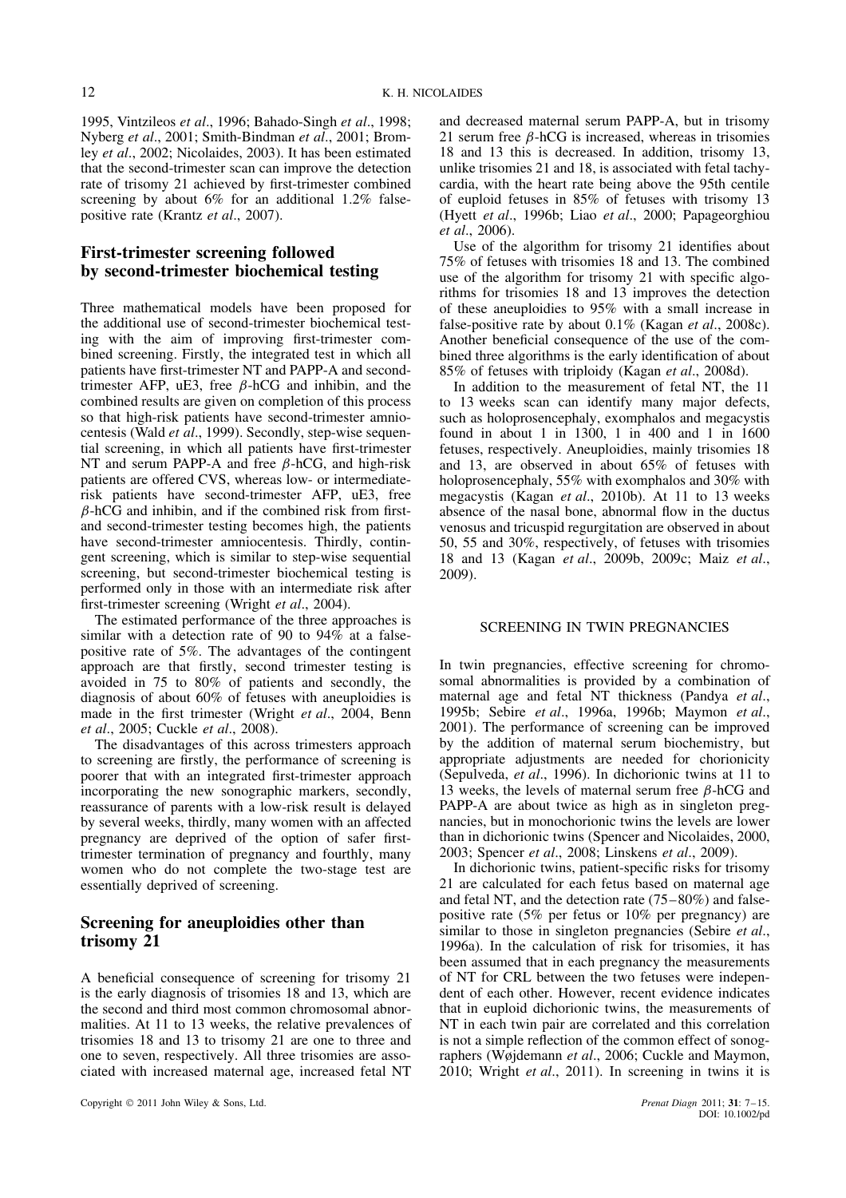1995, Vintzileos *et al*., 1996; Bahado-Singh *et al*., 1998; Nyberg *et al*., 2001; Smith-Bindman *et al*., 2001; Bromley *et al*., 2002; Nicolaides, 2003). It has been estimated that the second-trimester scan can improve the detection rate of trisomy 21 achieved by first-trimester combined screening by about 6% for an additional 1.2% false-positive rate (Krantz *et al*., 2007).

## First-trimester screening followed by second-trimester biochemical testing

Three mathematical models have been proposed for the additional use of second-trimester biochemical testing with the aim of improving first-trimester combined screening. Firstly, the integrated test in which all patients have first-trimester NT and PAPP-A and second-trimester AFP, uE3, free $\beta$-hCG and inhibin, and the combined results are given on completion of this process so that high-risk patients have second-trimester amniocentesis (Wald *et al*., 1999). Secondly, step-wise sequential screening, in which all patients have first-trimester NT and serum PAPP-A and free $\beta$-hCG, and high-risk patients are offered CVS, whereas low- or intermediate-risk patients have second-trimester AFP, uE3, free $\beta$-hCG and inhibin, and if the combined risk from first- and second-trimester testing becomes high, the patients have second-trimester amniocentesis. Thirdly, contingent screening, which is similar to step-wise sequential screening, but second-trimester biochemical testing is performed only in those with an intermediate risk after first-trimester screening (Wright *et al*., 2004).

The estimated performance of the three approaches is similar with a detection rate of 90 to 94% at a false-positive rate of 5%. The advantages of the contingent approach are that firstly, second trimester testing is avoided in 75 to 80% of patients and secondly, the diagnosis of about 60% of fetuses with aneuploidies is made in the first trimester (Wright *et al*., 2004, Benn *et al*., 2005; Cuckle *et al*., 2008).

The disadvantages of this across trimesters approach to screening are firstly, the performance of screening is poorer that with an integrated first-trimester approach incorporating the new sonographic markers, secondly, reassurance of parents with a low-risk result is delayed by several weeks, thirdly, many women with an affected pregnancy are deprived of the option of safer first-trimester termination of pregnancy and fourthly, many women who do not complete the two-stage test are essentially deprived of screening.

## Screening for aneuploidies other than trisomy 21

A beneficial consequence of screening for trisomy 21 is the early diagnosis of trisomies 18 and 13, which are the second and third most common chromosomal abnormalities. At 11 to 13 weeks, the relative prevalences of trisomies 18 and 13 to trisomy 21 are one to three and one to seven, respectively. All three trisomies are associated with increased maternal age, increased fetal NT and decreased maternal serum PAPP-A, but in trisomy 21 serum free $\beta$-hCG is increased, whereas in trisomies 18 and 13 this is decreased. In addition, trisomy 13, unlike trisomies 21 and 18, is associated with fetal tachycardia, with the heart rate being above the 95th centile of euploid fetuses in 85% of fetuses with trisomy 13 (Hyett *et al*., 1996b; Liao *et al*., 2000; Papageorghiou *et al*., 2006).

Use of the algorithm for trisomy 21 identifies about 75% of fetuses with trisomies 18 and 13. The combined use of the algorithm for trisomy 21 with specific algorithms for trisomies 18 and 13 improves the detection of these aneuploidies to 95% with a small increase in false-positive rate by about 0.1% (Kagan *et al*., 2008c). Another beneficial consequence of the use of the combined three algorithms is the early identification of about 85% of fetuses with triploidy (Kagan *et al*., 2008d).

In addition to the measurement of fetal NT, the 11 to 13 weeks scan can identify many major defects, such as holoprosencephaly, exomphalos and megacystis found in about 1 in 1300, 1 in 400 and 1 in 1600 fetuses, respectively. Aneuploidies, mainly trisomies 18 and 13, are observed in about 65% of fetuses with holoprosencephaly, 55% with exomphalos and 30% with megacystis (Kagan *et al*., 2010b). At 11 to 13 weeks absence of the nasal bone, abnormal flow in the ductus venosus and tricuspid regurgitation are observed in about 50, 55 and 30%, respectively, of fetuses with trisomies 18 and 13 (Kagan *et al*., 2009b, 2009c; Maiz *et al*., 2009).

### SCREENING IN TWIN PREGNANCIES

In twin pregnancies, effective screening for chromosomal abnormalities is provided by a combination of maternal age and fetal NT thickness (Pandya *et al*., 1995b; Sebire *et al*., 1996a, 1996b; Maymon *et al*., 2001). The performance of screening can be improved by the addition of maternal serum biochemistry, but appropriate adjustments are needed for chorionicity (Sepulveda, *et al*., 1996). In dichorionic twins at 11 to 13 weeks, the levels of maternal serum free $\beta$-hCG and PAPP-A are about twice as high as in singleton pregnancies, but in monochorionic twins the levels are lower than in dichorionic twins (Spencer and Nicolaides, 2000, 2003; Spencer *et al*., 2008; Linskens *et al*., 2009).

In dichorionic twins, patient-specific risks for trisomy 21 are calculated for each fetus based on maternal age and fetal NT, and the detection rate (75–80%) and false-positive rate (5% per fetus or 10% per pregnancy) are similar to those in singleton pregnancies (Sebire *et al*., 1996a). In the calculation of risk for trisomies, it has been assumed that in each pregnancy the measurements of NT for CRL between the two fetuses were independent of each other. However, recent evidence indicates that in euploid dichorionic twins, the measurements of NT in each twin pair are correlated and this correlation is not a simple reflection of the common effect of sonographers (Wøjdemann *et al*., 2006; Cuckle and Maymon, 2010; Wright *et al*., 2011). In screening in twins it is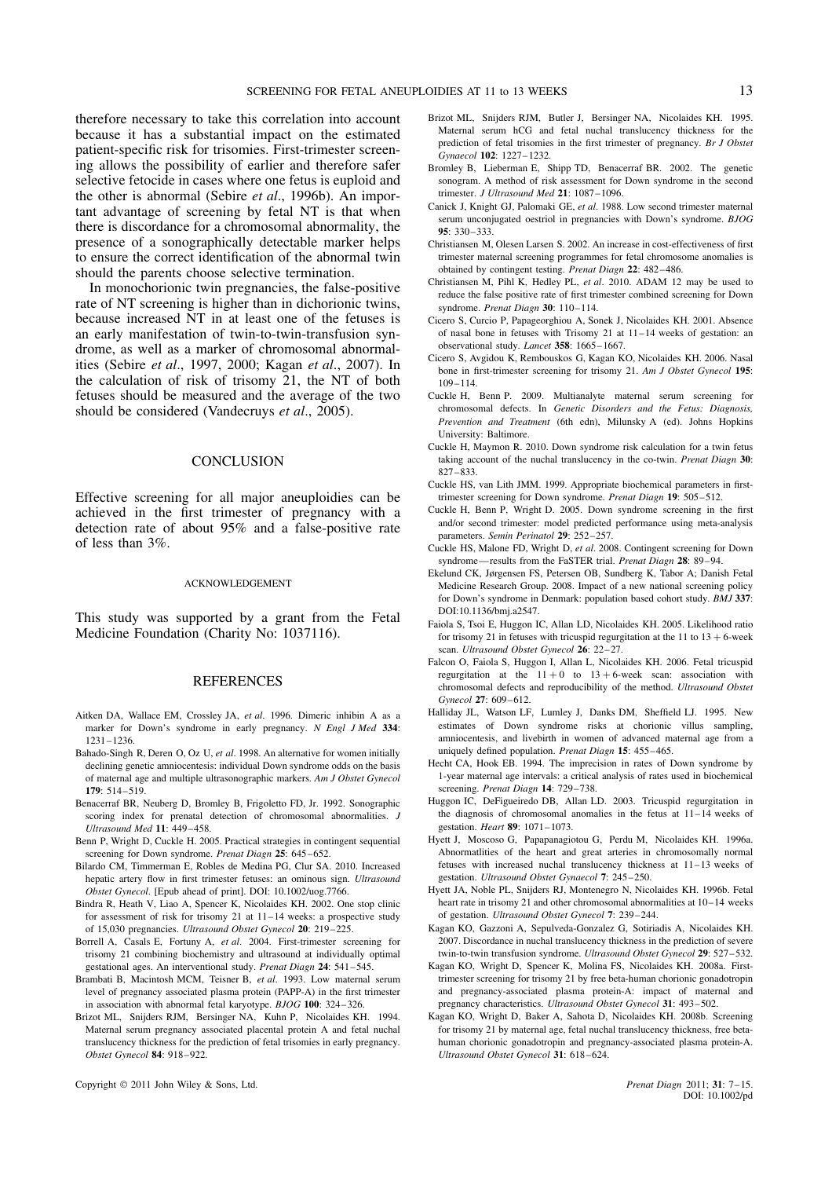therefore necessary to take this correlation into account because it has a substantial impact on the estimated patient-specific risk for trisomies. First-trimester screening allows the possibility of earlier and therefore safer selective fetocide in cases where one fetus is euploid and the other is abnormal (Sebire *et al*., 1996b). An important advantage of screening by fetal NT is that when there is discordance for a chromosomal abnormality, the presence of a sonographically detectable marker helps to ensure the correct identification of the abnormal twin should the parents choose selective termination.

In monochorionic twin pregnancies, the false-positive rate of NT screening is higher than in dichorionic twins, because increased NT in at least one of the fetuses is an early manifestation of twin-to-twin-transfusion syndrome, as well as a marker of chromosomal abnormalities (Sebire *et al*., 1997, 2000; Kagan *et al*., 2007). In the calculation of risk of trisomy 21, the NT of both fetuses should be measured and the average of the two should be considered (Vandecruys *et al*., 2005).

## CONCLUSION

Effective screening for all major aneuploidies can be achieved in the first trimester of pregnancy with a detection rate of about 95% and a false-positive rate of less than 3%.

### ACKNOWLEDGEMENT

This study was supported by a grant from the Fetal Medicine Foundation (Charity No: 1037116).

## REFERENCES

Aitken DA, Wallace EM, Crossley JA, *et al*. 1996. Dimeric inhibin A as a marker for Down's syndrome in early pregnancy. *N Engl J Med* **334**: 1231–1236.

Bahado-Singh R, Deren O, Oz U, *et al*. 1998. An alternative for women initially declining genetic amniocentesis: individual Down syndrome odds on the basis of maternal age and multiple ultrasonographic markers. *Am J Obstet Gynecol* **179**: 514–519.

Benacerraf BR, Neuberg D, Bromley B, Frigoletto FD, Jr. 1992. Sonographic scoring index for prenatal detection of chromosomal abnormalities. *J Ultrasound Med* **11**: 449–458.

Benn P, Wright D, Cuckle H. 2005. Practical strategies in contingent sequential screening for Down syndrome. *Prenat Diagn* **25**: 645–652.

Bilardo CM, Timmerman E, Robles de Medina PG, Clur SA. 2010. Increased hepatic artery flow in first trimester fetuses: an ominous sign. *Ultrasound Obstet Gynecol*. [Epub ahead of print]. DOI: 10.1002/uog.7766.

Bindra R, Heath V, Liao A, Spencer K, Nicolaides KH. 2002. One stop clinic for assessment of risk for trisomy 21 at 11–14 weeks: a prospective study of 15,030 pregnancies. *Ultrasound Obstet Gynecol* **20**: 219–225.

Borrell A, Casals E, Fortuny A, *et al*. 2004. First-trimester screening for trisomy 21 combining biochemistry and ultrasound at individually optimal gestational ages. An interventional study. *Prenat Diagn* **24**: 541–545.

Brambati B, Macintosh MCM, Teisner B, *et al*. 1993. Low maternal serum level of pregnancy associated plasma protein (PAPP-A) in the first trimester in association with abnormal fetal karyotype. *BJOG* **100**: 324–326.

Brizot ML, Snijders RJM, Bersinger NA, Kuhn P, Nicolaides KH. 1994. Maternal serum pregnancy associated placental protein A and fetal nuchal translucency thickness for the prediction of fetal trisomies in early pregnancy. *Obstet Gynecol* **84**: 918–922.

Brizot ML, Snijders RJM, Butler J, Bersinger NA, Nicolaides KH. 1995. Maternal serum hCG and fetal nuchal translucency thickness for the prediction of fetal trisomies in the first trimester of pregnancy. *Br J Obstet Gynaecol* **102**: 1227–1232.

Bromley B, Lieberman E, Shipp TD, Benacerraf BR. 2002. The genetic sonogram. A method of risk assessment for Down syndrome in the second trimester. *J Ultrasound Med* **21**: 1087–1096.

Canick J, Knight GJ, Palomaki GE, *et al*. 1988. Low second trimester maternal serum unconjugated oestriol in pregnancies with Down's syndrome. *BJOG* **95**: 330–333.

Christiansen M, Olesen Larsen S. 2002. An increase in cost-effectiveness of first trimester maternal screening programmes for fetal chromosome anomalies is obtained by contingent testing. *Prenat Diagn* **22**: 482–486.

Christiansen M, Pihl K, Hedley PL, *et al*. 2010. ADAM 12 may be used to reduce the false positive rate of first trimester combined screening for Down syndrome. *Prenat Diagn* **30**: 110–114.

Cicero S, Curcio P, Papageorghiou A, Sonek J, Nicolaides KH. 2001. Absence of nasal bone in fetuses with Trisomy 21 at 11–14 weeks of gestation: an observational study. *Lancet* **358**: 1665–1667.

Cicero S, Avgidou K, Rembouskos G, Kagan KO, Nicolaides KH. 2006. Nasal bone in first-trimester screening for trisomy 21. *Am J Obstet Gynecol* **195**: 109–114.

Cuckle H, Benn P. 2009. Multianalyte maternal serum screening for chromosomal defects. In *Genetic Disorders and the Fetus: Diagnosis, Prevention and Treatment* (6th edn), Milunsky A (ed). Johns Hopkins University: Baltimore.

Cuckle H, Maymon R. 2010. Down syndrome risk calculation for a twin fetus taking account of the nuchal translucency in the co-twin. *Prenat Diagn* **30**: 827–833.

Cuckle HS, van Lith JMM. 1999. Appropriate biochemical parameters in first-trimester screening for Down syndrome. *Prenat Diagn* **19**: 505–512.

Cuckle H, Benn P, Wright D. 2005. Down syndrome screening in the first and/or second trimester: model predicted performance using meta-analysis parameters. *Semin Perinatol* **29**: 252–257.

Cuckle HS, Malone FD, Wright D, *et al*. 2008. Contingent screening for Down syndrome—results from the FaSTER trial. *Prenat Diagn* **28**: 89–94.

Ekelund CK, Jørgensen FS, Petersen OB, Sundberg K, Tabor A; Danish Fetal Medicine Research Group. 2008. Impact of a new national screening policy for Down's syndrome in Denmark: population based cohort study. *BMJ* **337**: DOI:10.1136/bmj.a2547.

Faiola S, Tsoi E, Huggon IC, Allan LD, Nicolaides KH. 2005. Likelihood ratio for trisomy 21 in fetuses with tricuspid regurgitation at the 11 to 13 + 6-week scan. *Ultrasound Obstet Gynecol* **26**: 22–27.

Falcon O, Faiola S, Huggon I, Allan L, Nicolaides KH. 2006. Fetal tricuspid regurgitation at the 11 + 0 to 13 + 6-week scan: association with chromosomal defects and reproducibility of the method. *Ultrasound Obstet Gynecol* **27**: 609–612.

Halliday JL, Watson LF, Lumley J, Danks DM, Sheffield LJ. 1995. New estimates of Down syndrome risks at chorionic villus sampling, amniocentesis, and livebirth in women of advanced maternal age from a uniquely defined population. *Prenat Diagn* **15**: 455–465.

Hecht CA, Hook EB. 1994. The imprecision in rates of Down syndrome by 1-year maternal age intervals: a critical analysis of rates used in biochemical screening. *Prenat Diagn* **14**: 729–738.

Huggon IC, DeFigueiredo DB, Allan LD. 2003. Tricuspid regurgitation in the diagnosis of chromosomal anomalies in the fetus at 11–14 weeks of gestation. *Heart* **89**: 1071–1073.

Hyett J, Moscoso G, Papapanagiotou G, Perdu M, Nicolaides KH. 1996a. Abnormatlities of the heart and great arteries in chromosomally normal fetuses with increased nuchal translucency thickness at 11–13 weeks of gestation. *Ultrasound Obstet Gynaecol* **7**: 245–250.

Hyett JA, Noble PL, Snijders RJ, Montenegro N, Nicolaides KH. 1996b. Fetal heart rate in trisomy 21 and other chromosomal abnormalities at 10–14 weeks of gestation. *Ultrasound Obstet Gynecol* **7**: 239–244.

Kagan KO, Gazzoni A, Sepulveda-Gonzalez G, Sotiriadis A, Nicolaides KH. 2007. Discordance in nuchal translucency thickness in the prediction of severe twin-to-twin transfusion syndrome. *Ultrasound Obstet Gynecol* **29**: 527–532.

Kagan KO, Wright D, Spencer K, Molina FS, Nicolaides KH. 2008a. First-trimester screening for trisomy 21 by free beta-human chorionic gonadotropin and pregnancy-associated plasma protein-A: impact of maternal and pregnancy characteristics. *Ultrasound Obstet Gynecol* **31**: 493–502.

Kagan KO, Wright D, Baker A, Sahota D, Nicolaides KH. 2008b. Screening for trisomy 21 by maternal age, fetal nuchal translucency thickness, free beta-human chorionic gonadotropin and pregnancy-associated plasma protein-A. *Ultrasound Obstet Gynecol* **31**: 618–624.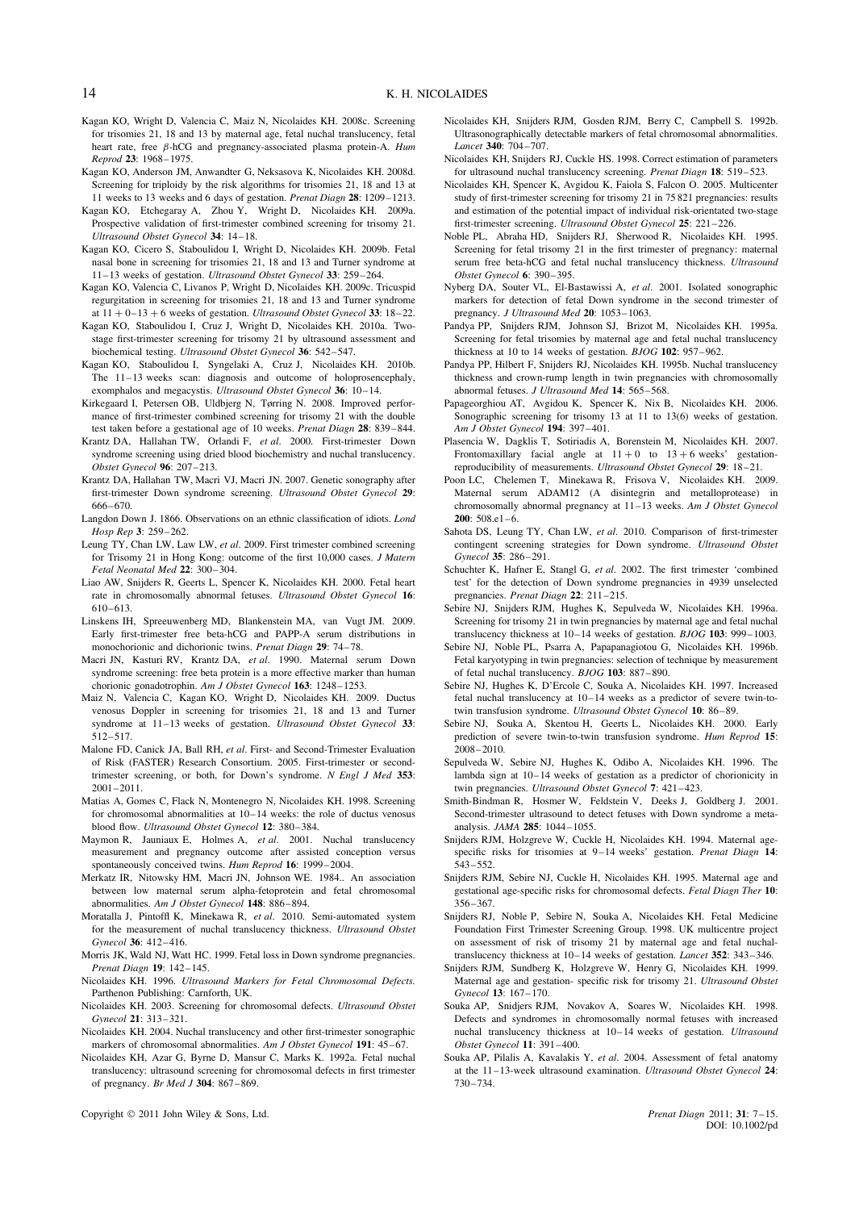Kagan KO, Wright D, Valencia C, Maiz N, Nicolaides KH. 2008c. Screening for trisomies 21, 18 and 13 by maternal age, fetal nuchal translucency, fetal heart rate, free $\beta$-hCG and pregnancy-associated plasma protein-A. *Hum Reprod* **23**: 1968–1975.

Kagan KO, Anderson JM, Anwandter G, Neksasova K, Nicolaides KH. 2008d. Screening for triploidy by the risk algorithms for trisomies 21, 18 and 13 at 11 weeks to 13 weeks and 6 days of gestation. *Prenat Diagn* **28**: 1209–1213.

Kagan KO, Etchegaray A, Zhou Y, Wright D, Nicolaides KH. 2009a. Prospective validation of first-trimester combined screening for trisomy 21. *Ultrasound Obstet Gynecol* **34**: 14–18.

Kagan KO, Cicero S, Staboulidou I, Wright D, Nicolaides KH. 2009b. Fetal nasal bone in screening for trisomies 21, 18 and 13 and Turner syndrome at 11–13 weeks of gestation. *Ultrasound Obstet Gynecol* **33**: 259–264.

Kagan KO, Valencia C, Livanos P, Wright D, Nicolaides KH. 2009c. Tricuspid regurgitation in screening for trisomies 21, 18 and 13 and Turner syndrome at 11 + 0–13 + 6 weeks of gestation. *Ultrasound Obstet Gynecol* **33**: 18–22.

Kagan KO, Staboulidou I, Cruz J, Wright D, Nicolaides KH. 2010a. Two-stage first-trimester screening for trisomy 21 by ultrasound assessment and biochemical testing. *Ultrasound Obstet Gynecol* **36**: 542–547.

Kagan KO, Staboulidou I, Syngelaki A, Cruz J, Nicolaides KH. 2010b. The 11–13 weeks scan: diagnosis and outcome of holoprosencephaly, exomphalos and megacystis. *Ultrasound Obstet Gynecol* **36**: 10–14.

Kirkegaard I, Petersen OB, Uldbjerg N, Tørring N. 2008. Improved performance of first-trimester combined screening for trisomy 21 with the double test taken before a gestational age of 10 weeks. *Prenat Diagn* **28**: 839–844.

Krantz DA, Hallahan TW, Orlandi F, *et al*. 2000. First-trimester Down syndrome screening using dried blood biochemistry and nuchal translucency. *Obstet Gynecol* **96**: 207–213.

Krantz DA, Hallahan TW, Macri VJ, Macri JN. 2007. Genetic sonography after first-trimester Down syndrome screening. *Ultrasound Obstet Gynecol* **29**: 666–670.

Langdon Down J. 1866. Observations on an ethnic classification of idiots. *Lond Hosp Rep* **3**: 259–262.

Leung TY, Chan LW, Law LW, *et al*. 2009. First trimester combined screening for Trisomy 21 in Hong Kong: outcome of the first 10,000 cases. *J Matern Fetal Neonatal Med* **22**: 300–304.

Liao AW, Snijders R, Geerts L, Spencer K, Nicolaides KH. 2000. Fetal heart rate in chromosomally abnormal fetuses. *Ultrasound Obstet Gynecol* **16**: 610–613.

Linskens IH, Spreeuwenberg MD, Blankenstein MA, van Vugt JM. 2009. Early first-trimester free beta-hCG and PAPP-A serum distributions in monochorionic and dichorionic twins. *Prenat Diagn* **29**: 74–78.

Macri JN, Kasturi RV, Krantz DA, *et al*. 1990. Maternal serum Down syndrome screening: free beta protein is a more effective marker than human chorionic gonadotrophin. *Am J Obstet Gynecol* **163**: 1248–1253.

Maiz N, Valencia C, Kagan KO, Wright D, Nicolaides KH. 2009. Ductus venosus Doppler in screening for trisomies 21, 18 and 13 and Turner syndrome at 11–13 weeks of gestation. *Ultrasound Obstet Gynecol* **33**: 512–517.

Malone FD, Canick JA, Ball RH, *et al*. First- and Second-Trimester Evaluation of Risk (FASTER) Research Consortium. 2005. First-trimester or second-trimester screening, or both, for Down's syndrome. *N Engl J Med* **353**: 2001–2011.

Matias A, Gomes C, Flack N, Montenegro N, Nicolaides KH. 1998. Screening for chromosomal abnormalities at 10–14 weeks: the role of ductus venosus blood flow. *Ultrasound Obstet Gynecol* **12**: 380–384.

Maymon R, Jauniaux E, Holmes A, *et al*. 2001. Nuchal translucency measurement and pregnancy outcome after assisted conception versus spontaneously conceived twins. *Hum Reprod* **16**: 1999–2004.

Merkatz IR, Nitowsky HM, Macri JN, Johnson WE. 1984.. An association between low maternal serum alpha-fetoprotein and fetal chromosomal abnormalities. *Am J Obstet Gynecol* **148**: 886–894.

Moratalla J, Pintoffl K, Minekawa R, *et al*. 2010. Semi-automated system for the measurement of nuchal translucency thickness. *Ultrasound Obstet Gynecol* **36**: 412–416.

Morris JK, Wald NJ, Watt HC. 1999. Fetal loss in Down syndrome pregnancies. *Prenat Diagn* **19**: 142–145.

Nicolaides KH. 1996. *Ultrasound Markers for Fetal Chromosomal Defects.* Parthenon Publishing: Carnforth, UK.

Nicolaides KH. 2003. Screening for chromosomal defects. *Ultrasound Obstet Gynecol* **21**: 313–321.

Nicolaides KH. 2004. Nuchal translucency and other first-trimester sonographic markers of chromosomal abnormalities. *Am J Obstet Gynecol* **191**: 45–67.

Nicolaides KH, Azar G, Byrne D, Mansur C, Marks K. 1992a. Fetal nuchal translucency: ultrasound screening for chromosomal defects in first trimester of pregnancy. *Br Med J* **304**: 867–869.

Nicolaides KH, Snijders RJM, Gosden RJM, Berry C, Campbell S. 1992b. Ultrasonographically detectable markers of fetal chromosomal abnormalities. *Lancet* **340**: 704–707.

Nicolaides KH, Snijders RJM, Cuckle HS. 1998. Correct estimation of parameters for ultrasound nuchal translucency screening. *Prenat Diagn* **18**: 519–523.

Nicolaides KH, Spencer K, Avgidou K, Faiola S, Falcon O. 2005. Multicenter study of first-trimester screening for trisomy 21 in 75 821 pregnancies: results and estimation of the potential impact of individual risk-orientated two-stage first-trimester screening. *Ultrasound Obstet Gynecol* **25**: 221–226.

Noble PL, Abraha HD, Snijders RJ, Sherwood R, Nicolaides KH. 1995. Screening for fetal trisomy 21 in the first trimester of pregnancy: maternal serum free beta-hCG and fetal nuchal translucency thickness. *Ultrasound Obstet Gynecol* **6**: 390–395.

Nyberg DA, Souter VL, El-Bastawissi A, *et al*. 2001. Isolated sonographic markers for detection of fetal Down syndrome in the second trimester of pregnancy. *J Ultrasound Med* **20**: 1053–1063.

Pandya PP, Snijders RJM, Johnson SJ, Brizot M, Nicolaides KH. 1995a. Screening for fetal trisomies by maternal age and fetal nuchal translucency thickness at 10 to 14 weeks of gestation. *BJOG* **102**: 957–962.

Pandya PP, Hilbert F, Snijders RJ, Nicolaides KH. 1995b. Nuchal translucency thickness and crown-rump length in twin pregnancies with chromosomally abnormal fetuses. *J Ultrasound Med* **14**: 565–568.

Papageorghiou AT, Avgidou K, Spencer K, Nix B, Nicolaides KH. 2006. Sonographic screening for trisomy 13 at 11 to 13(6) weeks of gestation. *Am J Obstet Gynecol* **194**: 397–401.

Plasencia W, Dagklis T, Sotiriadis A, Borenstein M, Nicolaides KH. 2007. Frontomaxillary facial angle at 11 + 0 to 13 + 6 weeks' gestation-reproducibility of measurements. *Ultrasound Obstet Gynecol* **29**: 18–21.

Poon LC, Chelemen T, Minekawa R, Frisova V, Nicolaides KH. 2009. Maternal serum ADAM12 (A disintegrin and metalloprotease) in chromosomally abnormal pregnancy at 11–13 weeks. *Am J Obstet Gynecol* **200**: 508.e1–6.

Sahota DS, Leung TY, Chan LW, *et al*. 2010. Comparison of first-trimester contingent screening strategies for Down syndrome. *Ultrasound Obstet Gynecol* **35**: 286–291.

Schuchter K, Hafner E, Stangl G, *et al*. 2002. The first trimester 'combined test' for the detection of Down syndrome pregnancies in 4939 unselected pregnancies. *Prenat Diagn* **22**: 211–215.

Sebire NJ, Snijders RJM, Hughes K, Sepulveda W, Nicolaides KH. 1996a. Screening for trisomy 21 in twin pregnancies by maternal age and fetal nuchal translucency thickness at 10–14 weeks of gestation. *BJOG* **103**: 999–1003.

Sebire NJ, Noble PL, Psarra A, Papapanagiotou G, Nicolaides KH. 1996b. Fetal karyotyping in twin pregnancies: selection of technique by measurement of fetal nuchal translucency. *BJOG* **103**: 887–890.

Sebire NJ, Hughes K, D'Ercole C, Souka A, Nicolaides KH. 1997. Increased fetal nuchal translucency at 10–14 weeks as a predictor of severe twin-to-twin transfusion syndrome. *Ultrasound Obstet Gynecol* **10**: 86–89.

Sebire NJ, Souka A, Skentou H, Geerts L, Nicolaides KH. 2000. Early prediction of severe twin-to-twin transfusion syndrome. *Hum Reprod* **15**: 2008–2010.

Sepulveda W, Sebire NJ, Hughes K, Odibo A, Nicolaides KH. 1996. The lambda sign at 10–14 weeks of gestation as a predictor of chorionicity in twin pregnancies. *Ultrasound Obstet Gynecol* **7**: 421–423.

Smith-Bindman R, Hosmer W, Feldstein V, Deeks J, Goldberg J. 2001. Second-trimester ultrasound to detect fetuses with Down syndrome a meta-analysis. *JAMA* **285**: 1044–1055.

Snijders RJM, Holzgreve W, Cuckle H, Nicolaides KH. 1994. Maternal age-specific risks for trisomies at 9–14 weeks' gestation. *Prenat Diagn* **14**: 543–552.

Snijders RJM, Sebire NJ, Cuckle H, Nicolaides KH. 1995. Maternal age and gestational age-specific risks for chromosomal defects. *Fetal Diagn Ther* **10**: 356–367.

Snijders RJ, Noble P, Sebire N, Souka A, Nicolaides KH. Fetal Medicine Foundation First Trimester Screening Group. 1998. UK multicentre project on assessment of risk of trisomy 21 by maternal age and fetal nuchal-translucency thickness at 10–14 weeks of gestation. *Lancet* **352**: 343–346.

Snijders RJM, Sundberg K, Holzgreve W, Henry G, Nicolaides KH. 1999. Maternal age and gestation- specific risk for trisomy 21. *Ultrasound Obstet Gynecol* **13**: 167–170.

Souka AP, Snidjers RJM, Novakov A, Soares W, Nicolaides KH. 1998. Defects and syndromes in chromosomally normal fetuses with increased nuchal translucency thickness at 10–14 weeks of gestation. *Ultrasound Obstet Gynecol* **11**: 391–400.

Souka AP, Pilalis A, Kavalakis Y, *et al*. 2004. Assessment of fetal anatomy at the 11–13-week ultrasound examination. *Ultrasound Obstet Gynecol* **24**: 730–734.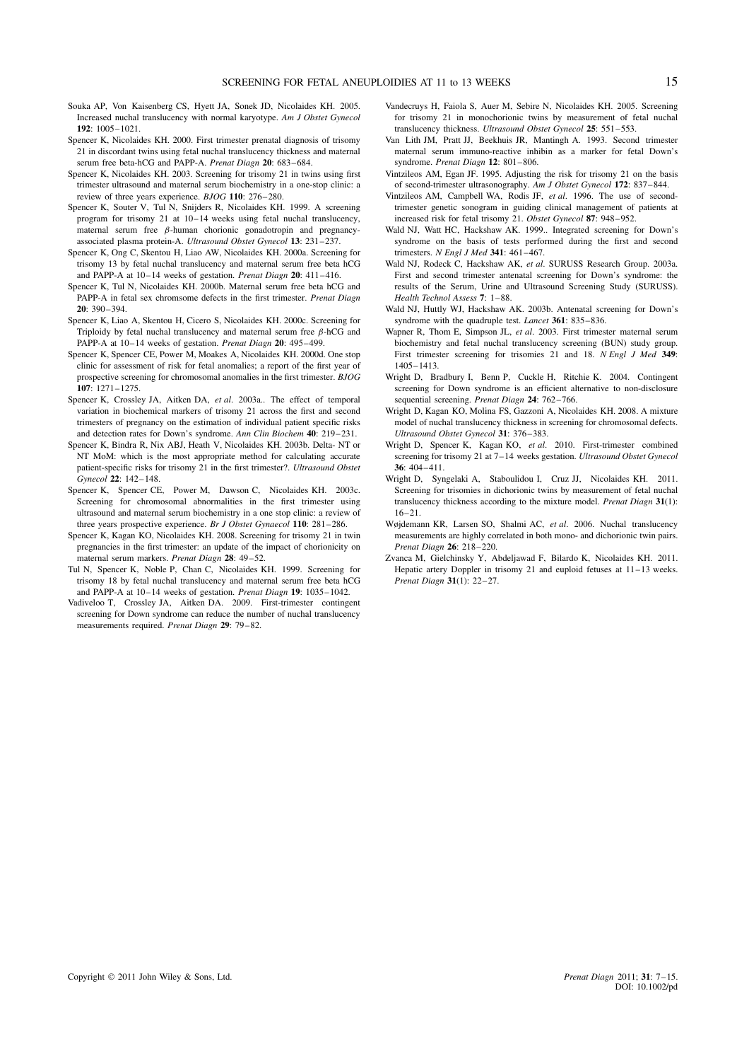Souka AP, Von Kaisenberg CS, Hyett JA, Sonek JD, Nicolaides KH. 2005. Increased nuchal translucency with normal karyotype. *Am J Obstet Gynecol* **192**: 1005–1021.

Spencer K, Nicolaides KH. 2000. First trimester prenatal diagnosis of trisomy 21 in discordant twins using fetal nuchal translucency thickness and maternal serum free beta-hCG and PAPP-A. *Prenat Diagn* **20**: 683–684.

Spencer K, Nicolaides KH. 2003. Screening for trisomy 21 in twins using first trimester ultrasound and maternal serum biochemistry in a one-stop clinic: a review of three years experience. *BJOG* **110**: 276–280.

Spencer K, Souter V, Tul N, Snijders R, Nicolaides KH. 1999. A screening program for trisomy 21 at 10–14 weeks using fetal nuchal translucency, maternal serum free $\beta$-human chorionic gonadotropin and pregnancy-associated plasma protein-A. *Ultrasound Obstet Gynecol* **13**: 231–237.

Spencer K, Ong C, Skentou H, Liao AW, Nicolaides KH. 2000a. Screening for trisomy 13 by fetal nuchal translucency and maternal serum free beta hCG and PAPP-A at 10–14 weeks of gestation. *Prenat Diagn* **20**: 411–416.

Spencer K, Tul N, Nicolaides KH. 2000b. Maternal serum free beta hCG and PAPP-A in fetal sex chromsome defects in the first trimester. *Prenat Diagn* **20**: 390–394.

Spencer K, Liao A, Skentou H, Cicero S, Nicolaides KH. 2000c. Screening for Triploidy by fetal nuchal translucency and maternal serum free $\beta$-hCG and PAPP-A at 10–14 weeks of gestation. *Prenat Diagn* **20**: 495–499.

Spencer K, Spencer CE, Power M, Moakes A, Nicolaides KH. 2000d. One stop clinic for assessment of risk for fetal anomalies; a report of the first year of prospective screening for chromosomal anomalies in the first trimester. *BJOG* **107**: 1271–1275.

Spencer K, Crossley JA, Aitken DA, *et al*. 2003a.. The effect of temporal variation in biochemical markers of trisomy 21 across the first and second trimesters of pregnancy on the estimation of individual patient specific risks and detection rates for Down's syndrome. *Ann Clin Biochem* **40**: 219–231.

Spencer K, Bindra R, Nix ABJ, Heath V, Nicolaides KH. 2003b. Delta- NT or NT MoM: which is the most appropriate method for calculating accurate patient-specific risks for trisomy 21 in the first trimester?. *Ultrasound Obstet Gynecol* **22**: 142–148.

Spencer K, Spencer CE, Power M, Dawson C, Nicolaides KH. 2003c. Screening for chromosomal abnormalities in the first trimester using ultrasound and maternal serum biochemistry in a one stop clinic: a review of three years prospective experience. *Br J Obstet Gynaecol* **110**: 281–286.

Spencer K, Kagan KO, Nicolaides KH. 2008. Screening for trisomy 21 in twin pregnancies in the first trimester: an update of the impact of chorionicity on maternal serum markers. *Prenat Diagn* **28**: 49–52.

Tul N, Spencer K, Noble P, Chan C, Nicolaides KH. 1999. Screening for trisomy 18 by fetal nuchal translucency and maternal serum free beta hCG and PAPP-A at 10–14 weeks of gestation. *Prenat Diagn* **19**: 1035–1042.

Vadiveloo T, Crossley JA, Aitken DA. 2009. First-trimester contingent screening for Down syndrome can reduce the number of nuchal translucency measurements required. *Prenat Diagn* **29**: 79–82.

Vandecruys H, Faiola S, Auer M, Sebire N, Nicolaides KH. 2005. Screening for trisomy 21 in monochorionic twins by measurement of fetal nuchal translucency thickness. *Ultrasound Obstet Gynecol* **25**: 551–553.

Van Lith JM, Pratt JJ, Beekhuis JR, Mantingh A. 1993. Second trimester maternal serum immuno-reactive inhibin as a marker for fetal Down's syndrome. *Prenat Diagn* **12**: 801–806.

Vintzileos AM, Egan JF. 1995. Adjusting the risk for trisomy 21 on the basis of second-trimester ultrasonography. *Am J Obstet Gynecol* **172**: 837–844.

Vintzileos AM, Campbell WA, Rodis JF, *et al*. 1996. The use of second-trimester genetic sonogram in guiding clinical management of patients at increased risk for fetal trisomy 21. *Obstet Gynecol* **87**: 948–952.

Wald NJ, Watt HC, Hackshaw AK. 1999.. Integrated screening for Down's syndrome on the basis of tests performed during the first and second trimesters. *N Engl J Med* **341**: 461–467.

Wald NJ, Rodeck C, Hackshaw AK, *et al*. SURUSS Research Group. 2003a. First and second trimester antenatal screening for Down's syndrome: the results of the Serum, Urine and Ultrasound Screening Study (SURUSS). *Health Technol Assess* **7**: 1–88.

Wald NJ, Huttly WJ, Hackshaw AK. 2003b. Antenatal screening for Down's syndrome with the quadruple test. *Lancet* **361**: 835–836.

Wapner R, Thom E, Simpson JL, *et al*. 2003. First trimester maternal serum biochemistry and fetal nuchal translucency screening (BUN) study group. First trimester screening for trisomies 21 and 18. *N Engl J Med* **349**: 1405–1413.

Wright D, Bradbury I, Benn P, Cuckle H, Ritchie K. 2004. Contingent screening for Down syndrome is an efficient alternative to non-disclosure sequential screening. *Prenat Diagn* **24**: 762–766.

Wright D, Kagan KO, Molina FS, Gazzoni A, Nicolaides KH. 2008. A mixture model of nuchal translucency thickness in screening for chromosomal defects. *Ultrasound Obstet Gynecol* **31**: 376–383.

Wright D, Spencer K, Kagan KO, *et al*. 2010. First-trimester combined screening for trisomy 21 at 7–14 weeks gestation. *Ultrasound Obstet Gynecol* **36**: 404–411.

Wright D, Syngelaki A, Staboulidou I, Cruz JJ, Nicolaides KH. 2011. Screening for trisomies in dichorionic twins by measurement of fetal nuchal translucency thickness according to the mixture model. *Prenat Diagn* **31**(1): 16–21.

Wøjdemann KR, Larsen SO, Shalmi AC, *et al*. 2006. Nuchal translucency measurements are highly correlated in both mono- and dichorionic twin pairs. *Prenat Diagn* **26**: 218–220.

Zvanca M, Gielchinsky Y, Abdeljawad F, Bilardo K, Nicolaides KH. 2011. Hepatic artery Doppler in trisomy 21 and euploid fetuses at 11–13 weeks. *Prenat Diagn* **31**(1): 22–27.